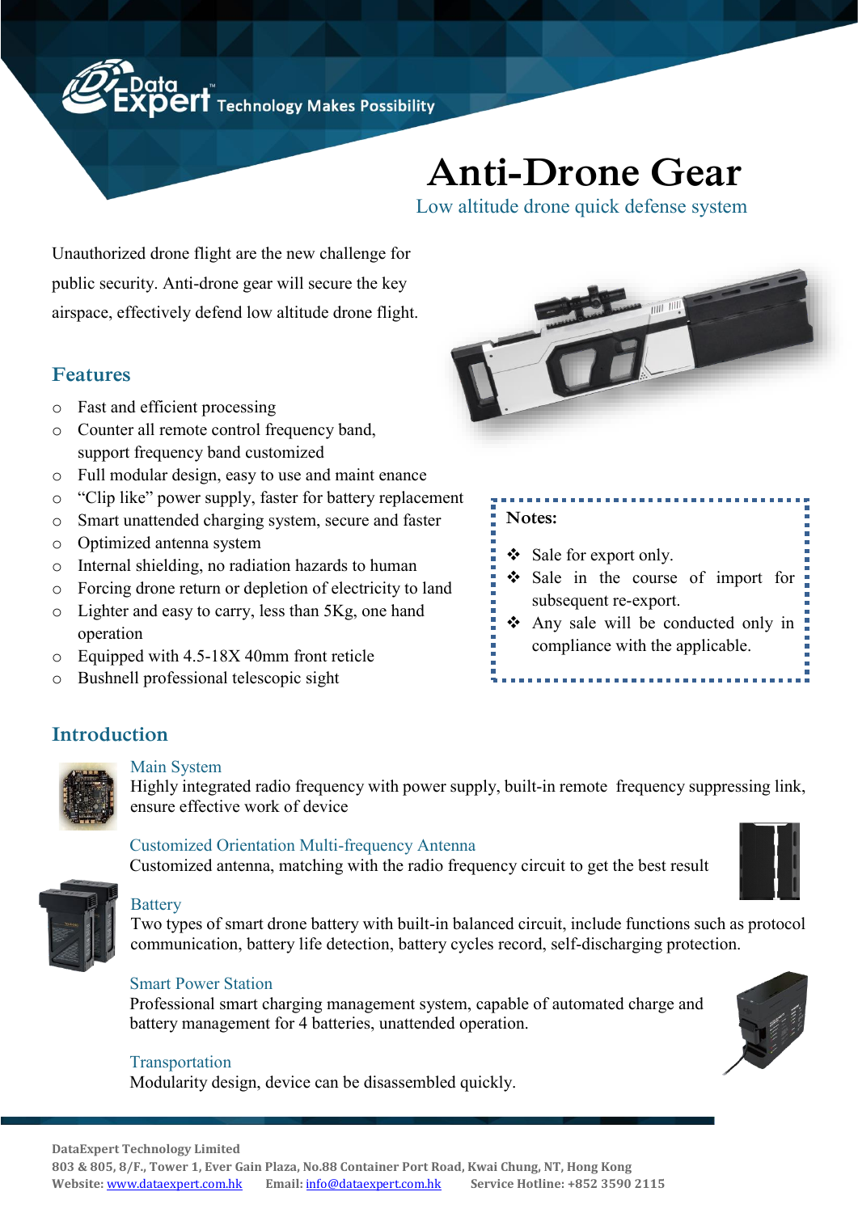Data Expert™ Technology Makes Possibility

# Anti-Drone Gear

Low altitude drone quick defense system

Unauthorized drone flight are the new challenge for public security. Anti-drone gear will secure the key airspace, effectively defend low altitude drone flight.

## Features

- Fast and efficient processing
- Counter all remote control frequency band, support frequency band customized
- Full modular design, easy to use and maint enance
- "Clip like" power supply, faster for battery replacement
- Smart unattended charging system, secure and faster
- Optimized antenna system
- Internal shielding, no radiation hazards to human
- Forcing drone return or depletion of electricity to land
- Lighter and easy to carry, less than 5Kg, one hand operation
- Equipped with 4.5-18X 40mm front reticle
- Bushnell professional telescopic sight

**Notes:**

- Sale for export only.
- Sale in the course of import for subsequent re-export.
- Any sale will be conducted only in compliance with the applicable.

## Introduction

### Main System

Highly integrated radio frequency with power supply, built-in remote frequency suppressing link, ensure effective work of device

### Customized Orientation Multi-frequency Antenna

Customized antenna, matching with the radio frequency circuit to get the best result

### Battery

Two types of smart drone battery with built-in balanced circuit, include functions such as protocol communication, battery life detection, battery cycles record, self-discharging protection.

### Smart Power Station

Professional smart charging management system, capable of automated charge and battery management for 4 batteries, unattended operation.

### Transportation

Modularity design, device can be disassembled quickly.

**DataExpert Technology Limited**
**803 & 805, 8/F., Tower 1, Ever Gain Plaza, No.88 Container Port Road, Kwai Chung, NT, Hong Kong**
**Website:** www.dataexpert.com.hk **Email:** info@dataexpert.com.hk **Service Hotline: +852 3590 2115**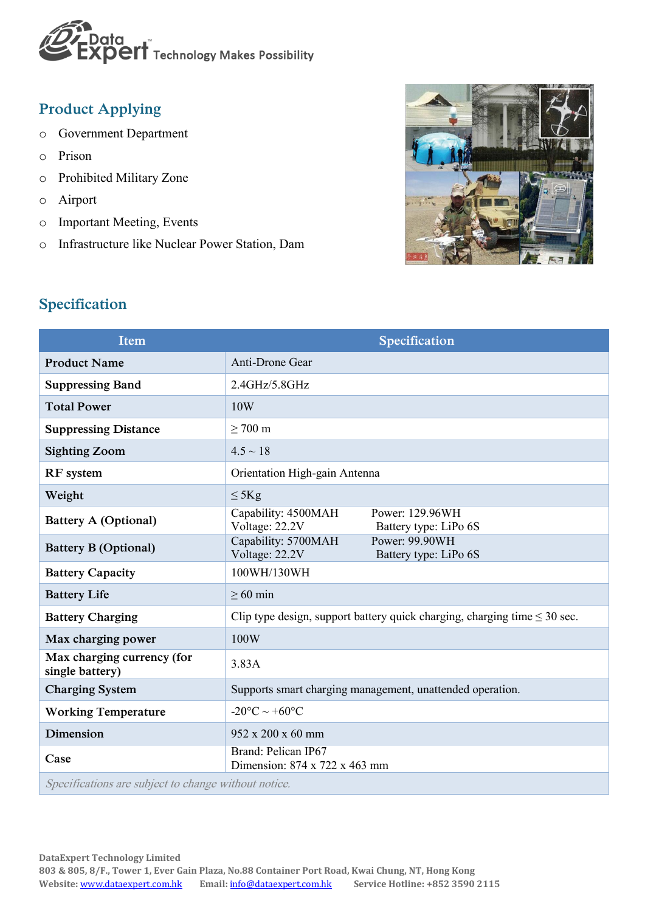DataExpert Technology Makes Possibility

## Product Applying

- Government Department
- Prison
- Prohibited Military Zone
- Airport
- Important Meeting, Events
- Infrastructure like Nuclear Power Station, Dam

## Specification

| Item | Specification |
|---|---|
| **Product Name** | Anti-Drone Gear |
| **Suppressing Band** | 2.4GHz/5.8GHz |
| **Total Power** | 10W |
| **Suppressing Distance** | ≥ 700 m |
| **Sighting Zoom** | 4.5 ~ 18 |
| **RF system** | Orientation High-gain Antenna |
| **Weight** | ≤ 5Kg |
| **Battery A (Optional)** | Capability: 4500MAH Power: 129.96WH<br>Voltage: 22.2V Battery type: LiPo 6S |
| **Battery B (Optional)** | Capability: 5700MAH Power: 99.90WH<br>Voltage: 22.2V Battery type: LiPo 6S |
| **Battery Capacity** | 100WH/130WH |
| **Battery Life** | ≥ 60 min |
| **Battery Charging** | Clip type design, support battery quick charging, charging time ≤ 30 sec. |
| **Max charging power** | 100W |
| **Max charging currency (for single battery)** | 3.83A |
| **Charging System** | Supports smart charging management, unattended operation. |
| **Working Temperature** | -20°C ~ +60°C |
| **Dimension** | 952 x 200 x 60 mm |
| **Case** | Brand: Pelican IP67<br>Dimension: 874 x 722 x 463 mm |

*Specifications are subject to change without notice.*

**DataExpert Technology Limited**
**803 & 805, 8/F., Tower 1, Ever Gain Plaza, No.88 Container Port Road, Kwai Chung, NT, Hong Kong**
**Website:** www.dataexpert.com.hk **Email:** info@dataexpert.com.hk **Service Hotline: +852 3590 2115**